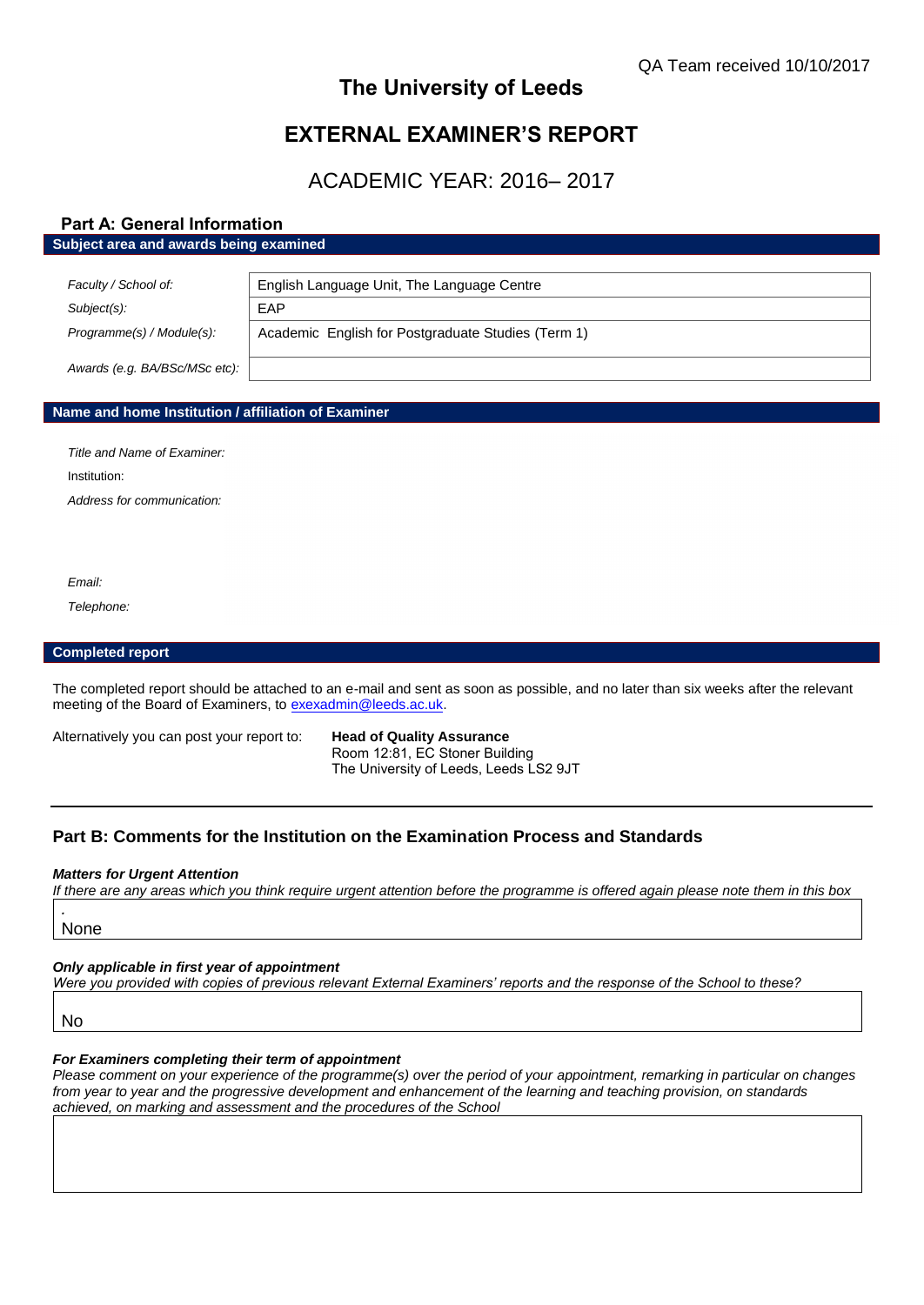QA Team received 10/10/2017

# The University of Leeds

# EXTERNAL EXAMINER'S REPORT

## ACADEMIC YEAR: 2016– 2017

### Part A: General Information

**Subject area and awards being examined**

| | |
|---|---|
| *Faculty / School of:* | English Language Unit, The Language Centre |
| *Subject(s):* | EAP |
| *Programme(s) / Module(s):* | Academic English for Postgraduate Studies (Term 1) |
| *Awards (e.g. BA/BSc/MSc etc):* | |

**Name and home Institution / affiliation of Examiner**

*Title and Name of Examiner:*

Institution:

*Address for communication:*

*Email:*

*Telephone:*

**Completed report**

The completed report should be attached to an e-mail and sent as soon as possible, and no later than six weeks after the relevant meeting of the Board of Examiners, to exexadmin@leeds.ac.uk.

Alternatively you can post your report to: **Head of Quality Assurance**
Room 12:81, EC Stoner Building
The University of Leeds, Leeds LS2 9JT

---

### Part B: Comments for the Institution on the Examination Process and Standards

***Matters for Urgent Attention***

*If there are any areas which you think require urgent attention before the programme is offered again please note them in this box*

.
None

***Only applicable in first year of appointment***

*Were you provided with copies of previous relevant External Examiners' reports and the response of the School to these?*

No

***For Examiners completing their term of appointment***

*Please comment on your experience of the programme(s) over the period of your appointment, remarking in particular on changes from year to year and the progressive development and enhancement of the learning and teaching provision, on standards achieved, on marking and assessment and the procedures of the School*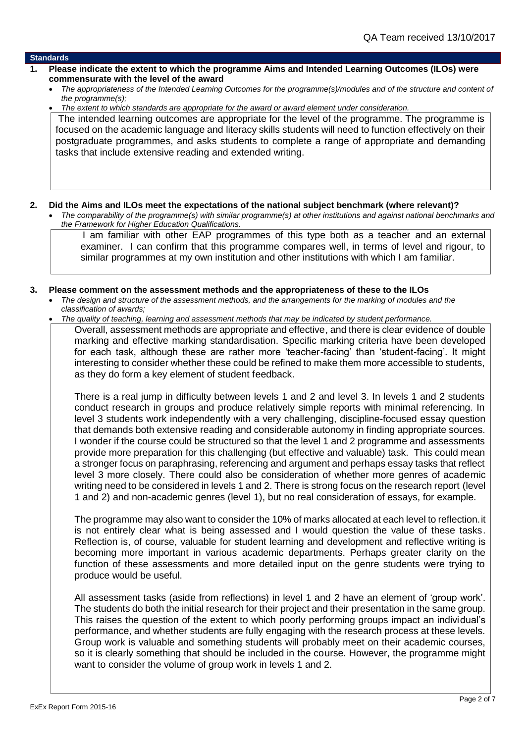QA Team received 13/10/2017

## Standards

**1. Please indicate the extent to which the programme Aims and Intended Learning Outcomes (ILOs) were commensurate with the level of the award**

- *The appropriateness of the Intended Learning Outcomes for the programme(s)/modules and of the structure and content of the programme(s);*
- *The extent to which standards are appropriate for the award or award element under consideration.*

The intended learning outcomes are appropriate for the level of the programme. The programme is focused on the academic language and literacy skills students will need to function effectively on their postgraduate programmes, and asks students to complete a range of appropriate and demanding tasks that include extensive reading and extended writing.

**2. Did the Aims and ILOs meet the expectations of the national subject benchmark (where relevant)?**

- *The comparability of the programme(s) with similar programme(s) at other institutions and against national benchmarks and the Framework for Higher Education Qualifications.*

I am familiar with other EAP programmes of this type both as a teacher and an external examiner. I can confirm that this programme compares well, in terms of level and rigour, to similar programmes at my own institution and other institutions with which I am familiar.

**3. Please comment on the assessment methods and the appropriateness of these to the ILOs**

- *The design and structure of the assessment methods, and the arrangements for the marking of modules and the classification of awards;*
- *The quality of teaching, learning and assessment methods that may be indicated by student performance.*

Overall, assessment methods are appropriate and effective, and there is clear evidence of double marking and effective marking standardisation. Specific marking criteria have been developed for each task, although these are rather more 'teacher-facing' than 'student-facing'. It might interesting to consider whether these could be refined to make them more accessible to students, as they do form a key element of student feedback.

There is a real jump in difficulty between levels 1 and 2 and level 3. In levels 1 and 2 students conduct research in groups and produce relatively simple reports with minimal referencing. In level 3 students work independently with a very challenging, discipline-focused essay question that demands both extensive reading and considerable autonomy in finding appropriate sources. I wonder if the course could be structured so that the level 1 and 2 programme and assessments provide more preparation for this challenging (but effective and valuable) task. This could mean a stronger focus on paraphrasing, referencing and argument and perhaps essay tasks that reflect level 3 more closely. There could also be consideration of whether more genres of academic writing need to be considered in levels 1 and 2. There is strong focus on the research report (level 1 and 2) and non-academic genres (level 1), but no real consideration of essays, for example.

The programme may also want to consider the 10% of marks allocated at each level to reflection. it is not entirely clear what is being assessed and I would question the value of these tasks. Reflection is, of course, valuable for student learning and development and reflective writing is becoming more important in various academic departments. Perhaps greater clarity on the function of these assessments and more detailed input on the genre students were trying to produce would be useful.

All assessment tasks (aside from reflections) in level 1 and 2 have an element of 'group work'. The students do both the initial research for their project and their presentation in the same group. This raises the question of the extent to which poorly performing groups impact an individual's performance, and whether students are fully engaging with the research process at these levels. Group work is valuable and something students will probably meet on their academic courses, so it is clearly something that should be included in the course. However, the programme might want to consider the volume of group work in levels 1 and 2.

ExEx Report Form 2015-16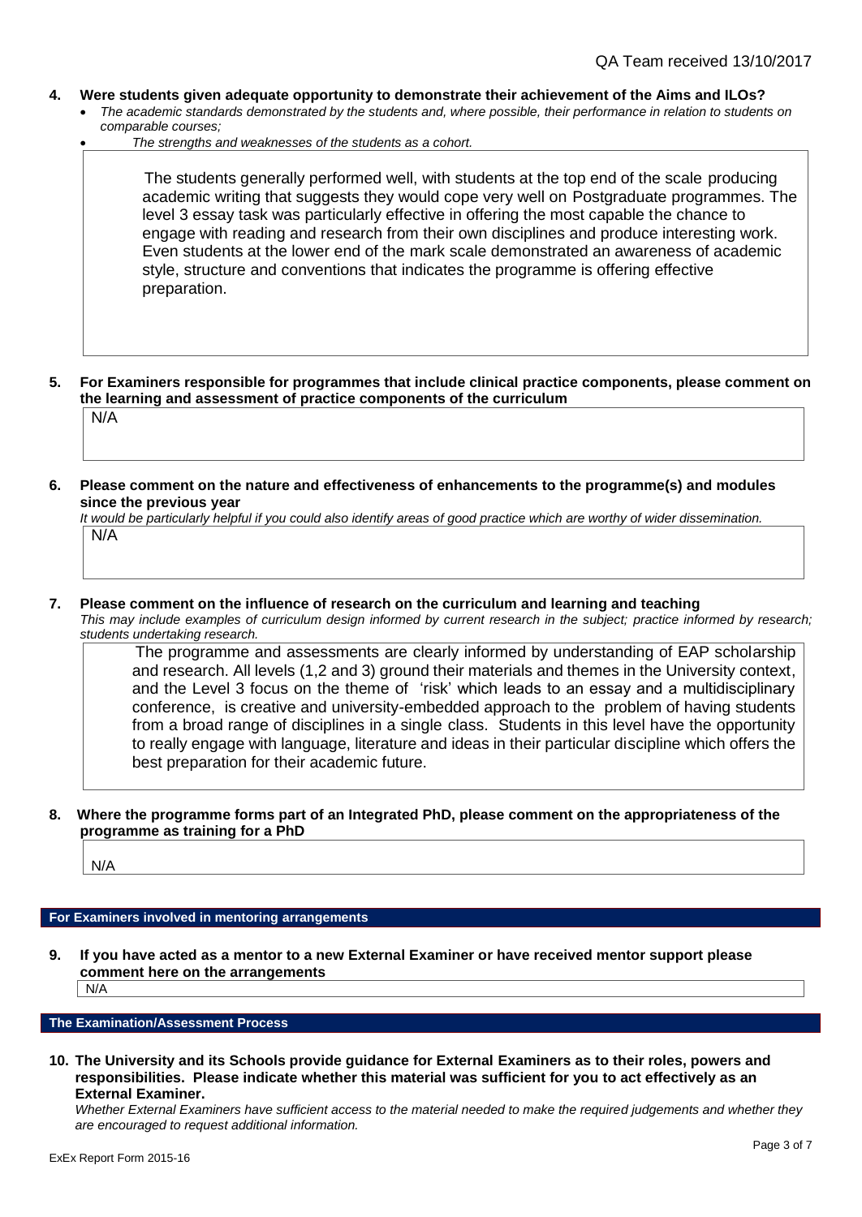QA Team received 13/10/2017

**4. Were students given adequate opportunity to demonstrate their achievement of the Aims and ILOs?**

- *The academic standards demonstrated by the students and, where possible, their performance in relation to students on comparable courses;*
- *The strengths and weaknesses of the students as a cohort.*

The students generally performed well, with students at the top end of the scale producing academic writing that suggests they would cope very well on Postgraduate programmes. The level 3 essay task was particularly effective in offering the most capable the chance to engage with reading and research from their own disciplines and produce interesting work. Even students at the lower end of the mark scale demonstrated an awareness of academic style, structure and conventions that indicates the programme is offering effective preparation.

**5. For Examiners responsible for programmes that include clinical practice components, please comment on the learning and assessment of practice components of the curriculum**

N/A

**6. Please comment on the nature and effectiveness of enhancements to the programme(s) and modules since the previous year**

*It would be particularly helpful if you could also identify areas of good practice which are worthy of wider dissemination.*

N/A

**7. Please comment on the influence of research on the curriculum and learning and teaching**

*This may include examples of curriculum design informed by current research in the subject; practice informed by research; students undertaking research.*

The programme and assessments are clearly informed by understanding of EAP scholarship and research. All levels (1,2 and 3) ground their materials and themes in the University context, and the Level 3 focus on the theme of 'risk' which leads to an essay and a multidisciplinary conference, is creative and university-embedded approach to the problem of having students from a broad range of disciplines in a single class. Students in this level have the opportunity to really engage with language, literature and ideas in their particular discipline which offers the best preparation for their academic future.

**8. Where the programme forms part of an Integrated PhD, please comment on the appropriateness of the programme as training for a PhD**

N/A

## For Examiners involved in mentoring arrangements

**9. If you have acted as a mentor to a new External Examiner or have received mentor support please comment here on the arrangements**

N/A

## The Examination/Assessment Process

**10. The University and its Schools provide guidance for External Examiners as to their roles, powers and responsibilities. Please indicate whether this material was sufficient for you to act effectively as an External Examiner.**

*Whether External Examiners have sufficient access to the material needed to make the required judgements and whether they are encouraged to request additional information.*

ExEx Report Form 2015-16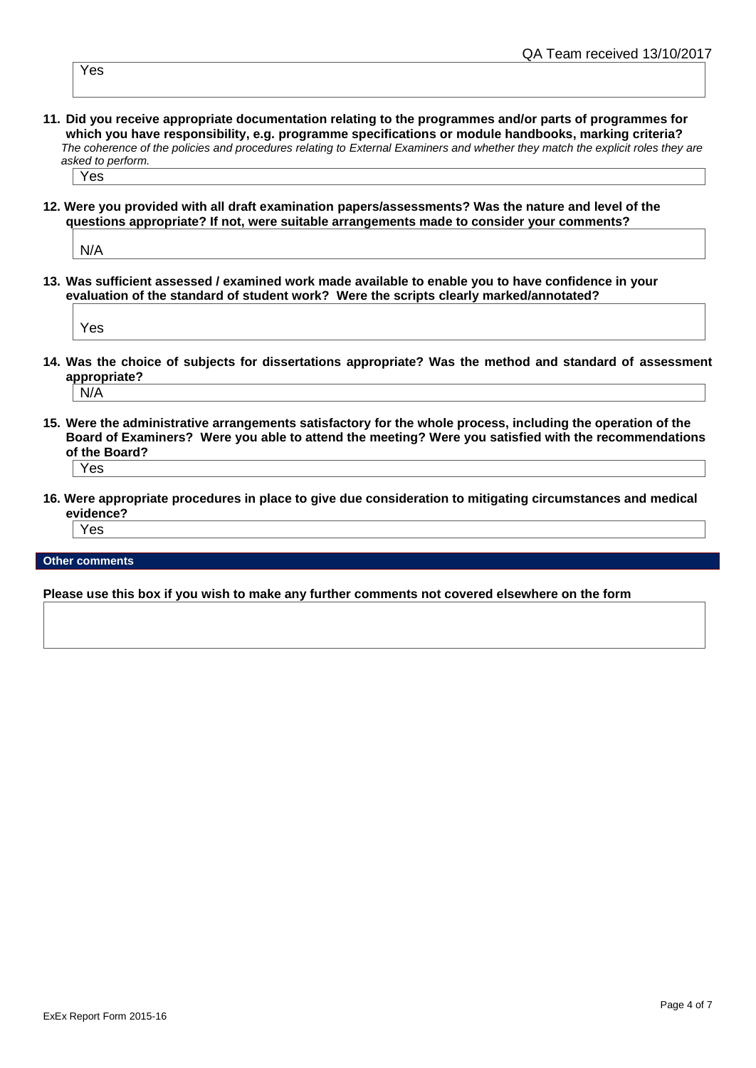QA Team received 13/10/2017

Yes

**11. Did you receive appropriate documentation relating to the programmes and/or parts of programmes for which you have responsibility, e.g. programme specifications or module handbooks, marking criteria?**

*The coherence of the policies and procedures relating to External Examiners and whether they match the explicit roles they are asked to perform.*

Yes

**12. Were you provided with all draft examination papers/assessments? Was the nature and level of the questions appropriate? If not, were suitable arrangements made to consider your comments?**

N/A

**13. Was sufficient assessed / examined work made available to enable you to have confidence in your evaluation of the standard of student work? Were the scripts clearly marked/annotated?**

Yes

**14. Was the choice of subjects for dissertations appropriate? Was the method and standard of assessment appropriate?**

N/A

**15. Were the administrative arrangements satisfactory for the whole process, including the operation of the Board of Examiners? Were you able to attend the meeting? Were you satisfied with the recommendations of the Board?**

Yes

**16. Were appropriate procedures in place to give due consideration to mitigating circumstances and medical evidence?**

Yes

## Other comments

**Please use this box if you wish to make any further comments not covered elsewhere on the form**

ExEx Report Form 2015-16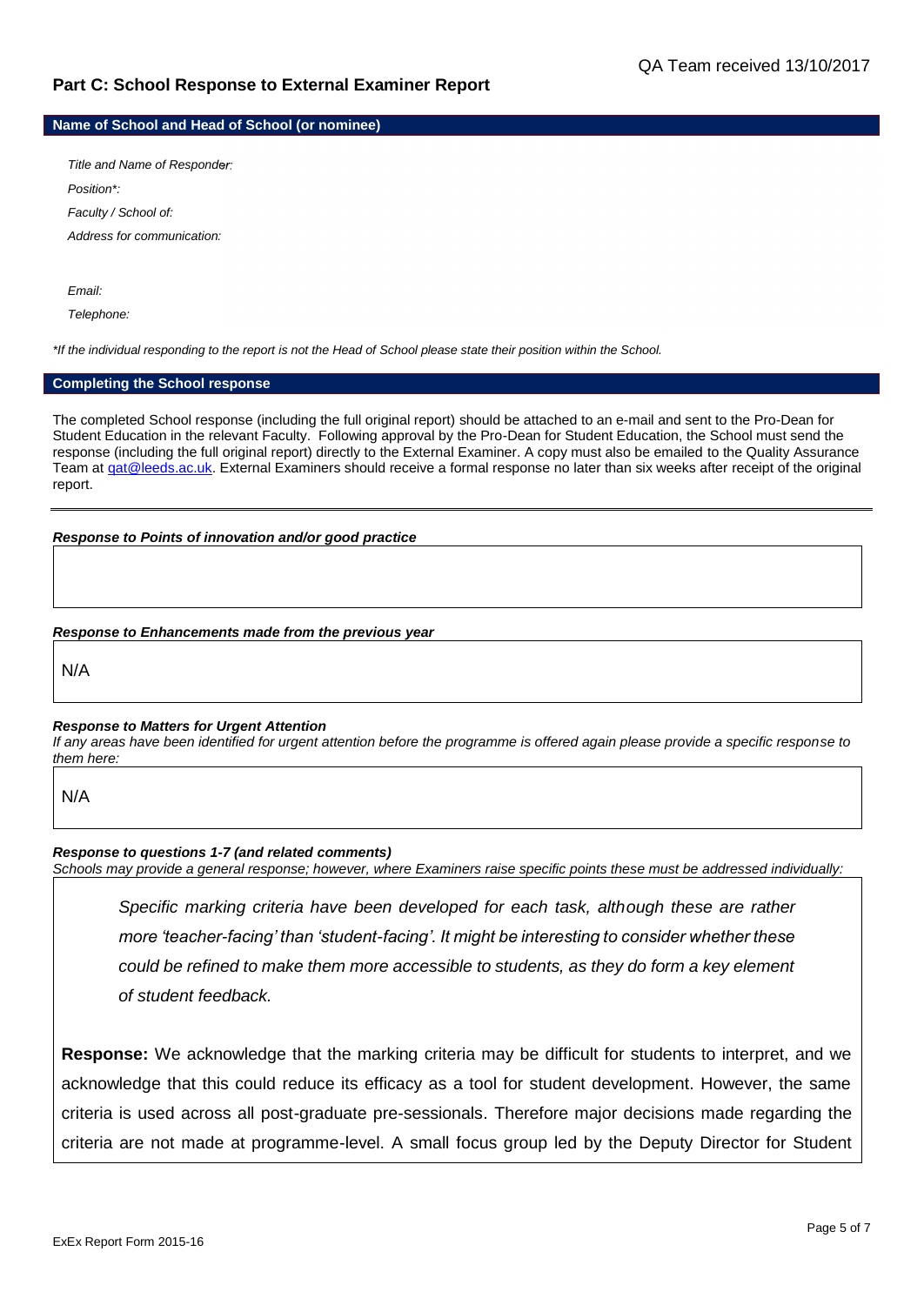QA Team received 13/10/2017

## Part C: School Response to External Examiner Report

### Name of School and Head of School (or nominee)

*Title and Name of Responder:*

*Position\*:*

*Faculty / School of:*

*Address for communication:*

*Email:*

*Telephone:*

*\*If the individual responding to the report is not the Head of School please state their position within the School.*

### Completing the School response

The completed School response (including the full original report) should be attached to an e-mail and sent to the Pro-Dean for Student Education in the relevant Faculty. Following approval by the Pro-Dean for Student Education, the School must send the response (including the full original report) directly to the External Examiner. A copy must also be emailed to the Quality Assurance Team at qat@leeds.ac.uk. External Examiners should receive a formal response no later than six weeks after receipt of the original report.

---

***Response to Points of innovation and/or good practice***

***Response to Enhancements made from the previous year***

N/A

***Response to Matters for Urgent Attention***

*If any areas have been identified for urgent attention before the programme is offered again please provide a specific response to them here:*

N/A

***Response to questions 1-7 (and related comments)***

*Schools may provide a general response; however, where Examiners raise specific points these must be addressed individually:*

> *Specific marking criteria have been developed for each task, although these are rather more 'teacher-facing' than 'student-facing'. It might be interesting to consider whether these could be refined to make them more accessible to students, as they do form a key element of student feedback.*

**Response:** We acknowledge that the marking criteria may be difficult for students to interpret, and we acknowledge that this could reduce its efficacy as a tool for student development. However, the same criteria is used across all post-graduate pre-sessionals. Therefore major decisions made regarding the criteria are not made at programme-level. A small focus group led by the Deputy Director for Student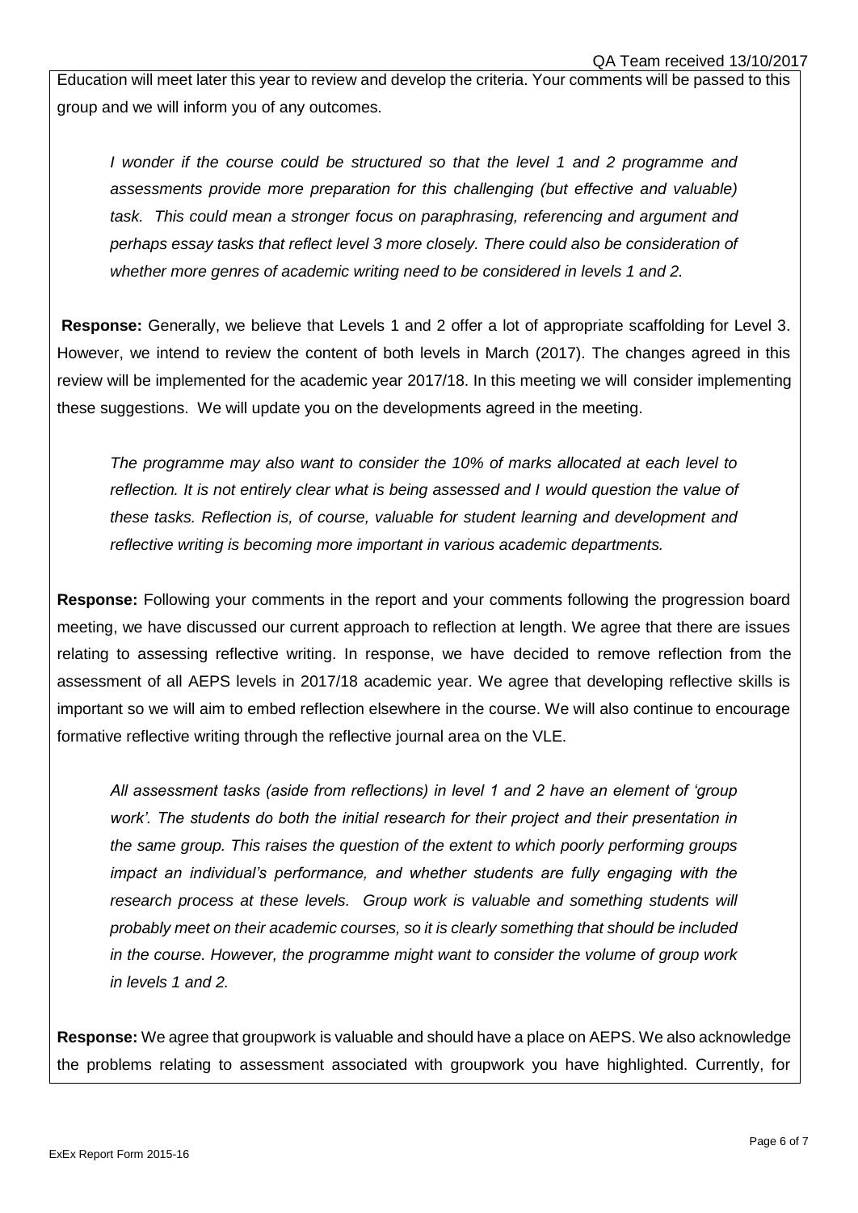Education will meet later this year to review and develop the criteria. Your comments will be passed to this group and we will inform you of any outcomes.

> *I wonder if the course could be structured so that the level 1 and 2 programme and assessments provide more preparation for this challenging (but effective and valuable) task. This could mean a stronger focus on paraphrasing, referencing and argument and perhaps essay tasks that reflect level 3 more closely. There could also be consideration of whether more genres of academic writing need to be considered in levels 1 and 2.*

**Response:** Generally, we believe that Levels 1 and 2 offer a lot of appropriate scaffolding for Level 3. However, we intend to review the content of both levels in March (2017). The changes agreed in this review will be implemented for the academic year 2017/18. In this meeting we will consider implementing these suggestions. We will update you on the developments agreed in the meeting.

> *The programme may also want to consider the 10% of marks allocated at each level to reflection. It is not entirely clear what is being assessed and I would question the value of these tasks. Reflection is, of course, valuable for student learning and development and reflective writing is becoming more important in various academic departments.*

**Response:** Following your comments in the report and your comments following the progression board meeting, we have discussed our current approach to reflection at length. We agree that there are issues relating to assessing reflective writing. In response, we have decided to remove reflection from the assessment of all AEPS levels in 2017/18 academic year. We agree that developing reflective skills is important so we will aim to embed reflection elsewhere in the course. We will also continue to encourage formative reflective writing through the reflective journal area on the VLE.

> *All assessment tasks (aside from reflections) in level 1 and 2 have an element of 'group work'. The students do both the initial research for their project and their presentation in the same group. This raises the question of the extent to which poorly performing groups impact an individual's performance, and whether students are fully engaging with the research process at these levels. Group work is valuable and something students will probably meet on their academic courses, so it is clearly something that should be included in the course. However, the programme might want to consider the volume of group work in levels 1 and 2.*

**Response:** We agree that groupwork is valuable and should have a place on AEPS. We also acknowledge the problems relating to assessment associated with groupwork you have highlighted. Currently, for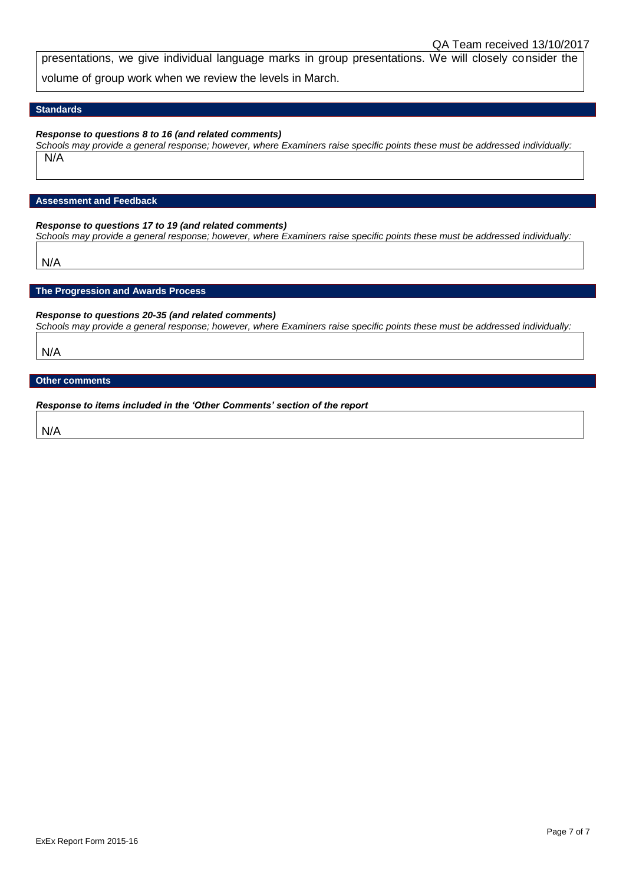QA Team received 13/10/2017

presentations, we give individual language marks in group presentations. We will closely consider the volume of group work when we review the levels in March.

## Standards

***Response to questions 8 to 16 (and related comments)***

*Schools may provide a general response; however, where Examiners raise specific points these must be addressed individually:*

N/A

## Assessment and Feedback

***Response to questions 17 to 19 (and related comments)***

*Schools may provide a general response; however, where Examiners raise specific points these must be addressed individually:*

N/A

## The Progression and Awards Process

***Response to questions 20-35 (and related comments)***

*Schools may provide a general response; however, where Examiners raise specific points these must be addressed individually:*

N/A

## Other comments

***Response to items included in the 'Other Comments' section of the report***

N/A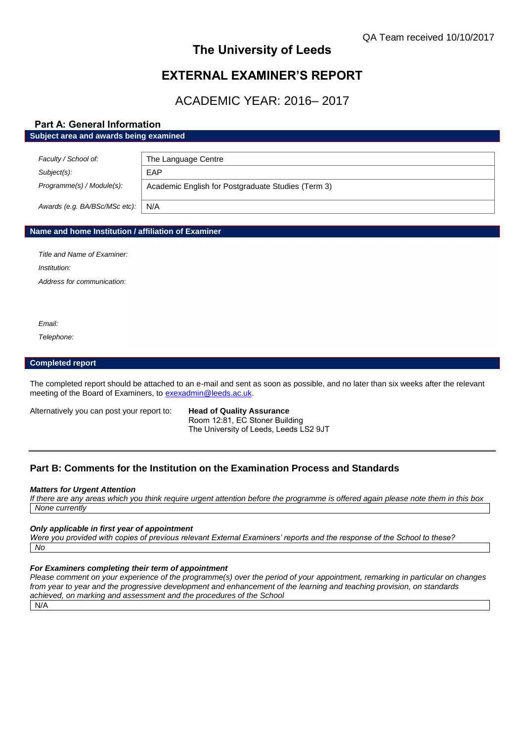QA Team received 10/10/2017

# The University of Leeds

# EXTERNAL EXAMINER'S REPORT

## ACADEMIC YEAR: 2016– 2017

### Part A: General Information

**Subject area and awards being examined**

| | |
|---|---|
| *Faculty / School of:* | The Language Centre |
| *Subject(s):* | EAP |
| *Programme(s) / Module(s):* | Academic English for Postgraduate Studies (Term 3) |
| *Awards (e.g. BA/BSc/MSc etc):* | N/A |

**Name and home Institution / affiliation of Examiner**

*Title and Name of Examiner:*

*Institution:*

*Address for communication:*

*Email:*

*Telephone:*

**Completed report**

The completed report should be attached to an e-mail and sent as soon as possible, and no later than six weeks after the relevant meeting of the Board of Examiners, to exexadmin@leeds.ac.uk.

Alternatively you can post your report to: **Head of Quality Assurance**
Room 12:81, EC Stoner Building
The University of Leeds, Leeds LS2 9JT

### Part B: Comments for the Institution on the Examination Process and Standards

***Matters for Urgent Attention***

*If there are any areas which you think require urgent attention before the programme is offered again please note them in this box*

*None currently*

***Only applicable in first year of appointment***

*Were you provided with copies of previous relevant External Examiners' reports and the response of the School to these?*

*No*

***For Examiners completing their term of appointment***

*Please comment on your experience of the programme(s) over the period of your appointment, remarking in particular on changes from year to year and the progressive development and enhancement of the learning and teaching provision, on standards achieved, on marking and assessment and the procedures of the School*

N/A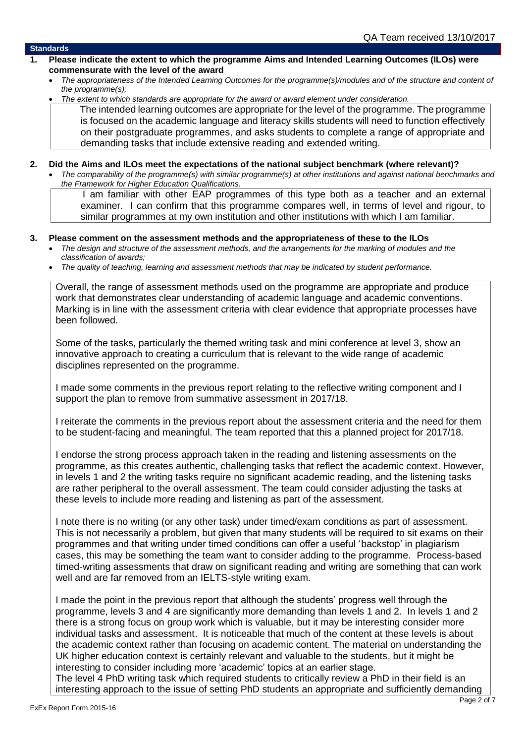QA Team received 13/10/2017

## Standards

**1. Please indicate the extent to which the programme Aims and Intended Learning Outcomes (ILOs) were commensurate with the level of the award**

- *The appropriateness of the Intended Learning Outcomes for the programme(s)/modules and of the structure and content of the programme(s);*
- *The extent to which standards are appropriate for the award or award element under consideration.*

The intended learning outcomes are appropriate for the level of the programme. The programme is focused on the academic language and literacy skills students will need to function effectively on their postgraduate programmes, and asks students to complete a range of appropriate and demanding tasks that include extensive reading and extended writing.

**2. Did the Aims and ILOs meet the expectations of the national subject benchmark (where relevant)?**

- *The comparability of the programme(s) with similar programme(s) at other institutions and against national benchmarks and the Framework for Higher Education Qualifications.*

I am familiar with other EAP programmes of this type both as a teacher and an external examiner. I can confirm that this programme compares well, in terms of level and rigour, to similar programmes at my own institution and other institutions with which I am familiar.

**3. Please comment on the assessment methods and the appropriateness of these to the ILOs**

- *The design and structure of the assessment methods, and the arrangements for the marking of modules and the classification of awards;*
- *The quality of teaching, learning and assessment methods that may be indicated by student performance.*

Overall, the range of assessment methods used on the programme are appropriate and produce work that demonstrates clear understanding of academic language and academic conventions. Marking is in line with the assessment criteria with clear evidence that appropriate processes have been followed.

Some of the tasks, particularly the themed writing task and mini conference at level 3, show an innovative approach to creating a curriculum that is relevant to the wide range of academic disciplines represented on the programme.

I made some comments in the previous report relating to the reflective writing component and I support the plan to remove from summative assessment in 2017/18.

I reiterate the comments in the previous report about the assessment criteria and the need for them to be student-facing and meaningful. The team reported that this a planned project for 2017/18.

I endorse the strong process approach taken in the reading and listening assessments on the programme, as this creates authentic, challenging tasks that reflect the academic context. However, in levels 1 and 2 the writing tasks require no significant academic reading, and the listening tasks are rather peripheral to the overall assessment. The team could consider adjusting the tasks at these levels to include more reading and listening as part of the assessment.

I note there is no writing (or any other task) under timed/exam conditions as part of assessment. This is not necessarily a problem, but given that many students will be required to sit exams on their programmes and that writing under timed conditions can offer a useful 'backstop' in plagiarism cases, this may be something the team want to consider adding to the programme. Process-based timed-writing assessments that draw on significant reading and writing are something that can work well and are far removed from an IELTS-style writing exam.

I made the point in the previous report that although the students' progress well through the programme, levels 3 and 4 are significantly more demanding than levels 1 and 2. In levels 1 and 2 there is a strong focus on group work which is valuable, but it may be interesting consider more individual tasks and assessment. It is noticeable that much of the content at these levels is about the academic context rather than focusing on academic content. The material on understanding the UK higher education context is certainly relevant and valuable to the students, but it might be interesting to consider including more 'academic' topics at an earlier stage.
The level 4 PhD writing task which required students to critically review a PhD in their field is an interesting approach to the issue of setting PhD students an appropriate and sufficiently demanding

ExEx Report Form 2015-16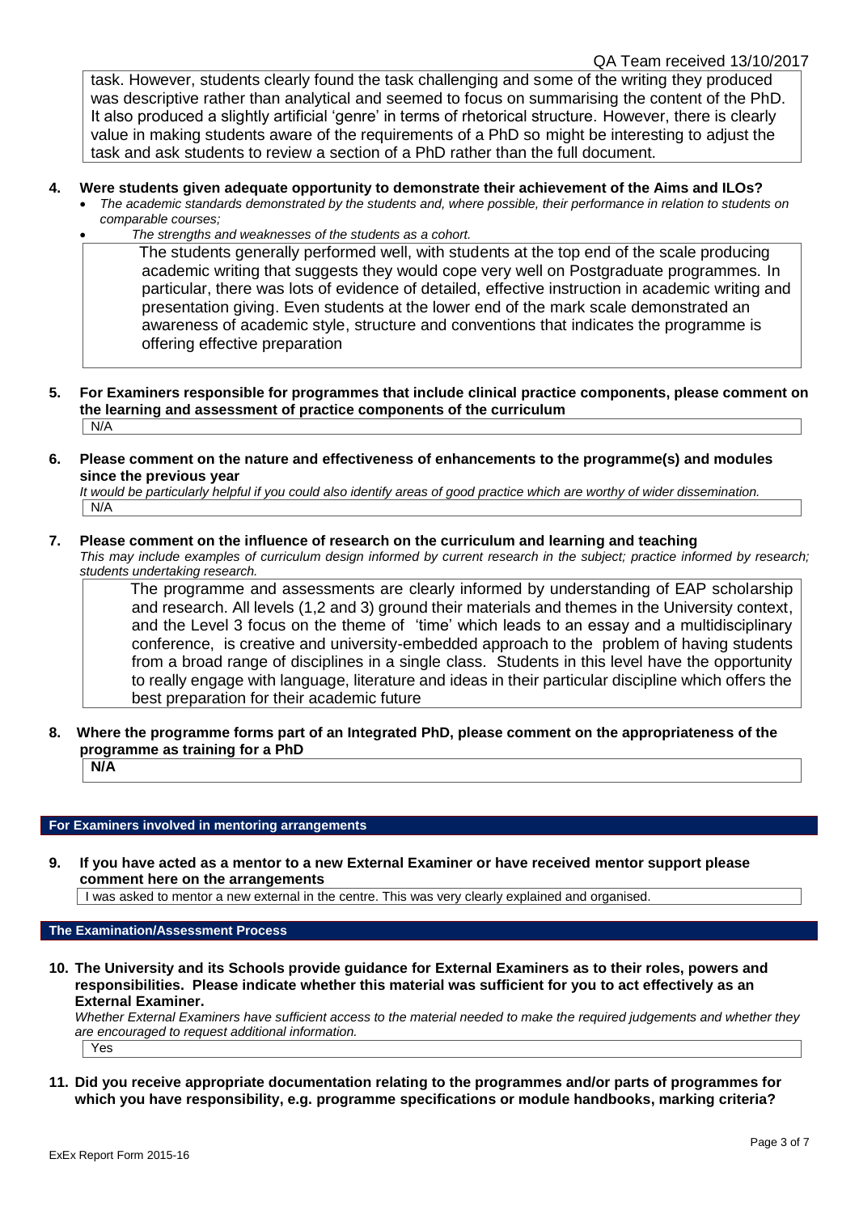task. However, students clearly found the task challenging and some of the writing they produced was descriptive rather than analytical and seemed to focus on summarising the content of the PhD. It also produced a slightly artificial 'genre' in terms of rhetorical structure. However, there is clearly value in making students aware of the requirements of a PhD so might be interesting to adjust the task and ask students to review a section of a PhD rather than the full document.

**4. Were students given adequate opportunity to demonstrate their achievement of the Aims and ILOs?**

- *The academic standards demonstrated by the students and, where possible, their performance in relation to students on comparable courses;*
- *The strengths and weaknesses of the students as a cohort.*

The students generally performed well, with students at the top end of the scale producing academic writing that suggests they would cope very well on Postgraduate programmes. In particular, there was lots of evidence of detailed, effective instruction in academic writing and presentation giving. Even students at the lower end of the mark scale demonstrated an awareness of academic style, structure and conventions that indicates the programme is offering effective preparation

**5. For Examiners responsible for programmes that include clinical practice components, please comment on the learning and assessment of practice components of the curriculum**

N/A

**6. Please comment on the nature and effectiveness of enhancements to the programme(s) and modules since the previous year**

*It would be particularly helpful if you could also identify areas of good practice which are worthy of wider dissemination.*

N/A

**7. Please comment on the influence of research on the curriculum and learning and teaching**

*This may include examples of curriculum design informed by current research in the subject; practice informed by research; students undertaking research.*

The programme and assessments are clearly informed by understanding of EAP scholarship and research. All levels (1,2 and 3) ground their materials and themes in the University context, and the Level 3 focus on the theme of 'time' which leads to an essay and a multidisciplinary conference, is creative and university-embedded approach to the problem of having students from a broad range of disciplines in a single class. Students in this level have the opportunity to really engage with language, literature and ideas in their particular discipline which offers the best preparation for their academic future

**8. Where the programme forms part of an Integrated PhD, please comment on the appropriateness of the programme as training for a PhD**

**N/A**

## For Examiners involved in mentoring arrangements

**9. If you have acted as a mentor to a new External Examiner or have received mentor support please comment here on the arrangements**

I was asked to mentor a new external in the centre. This was very clearly explained and organised.

## The Examination/Assessment Process

**10. The University and its Schools provide guidance for External Examiners as to their roles, powers and responsibilities. Please indicate whether this material was sufficient for you to act effectively as an External Examiner.**

*Whether External Examiners have sufficient access to the material needed to make the required judgements and whether they are encouraged to request additional information.*

Yes

**11. Did you receive appropriate documentation relating to the programmes and/or parts of programmes for which you have responsibility, e.g. programme specifications or module handbooks, marking criteria?**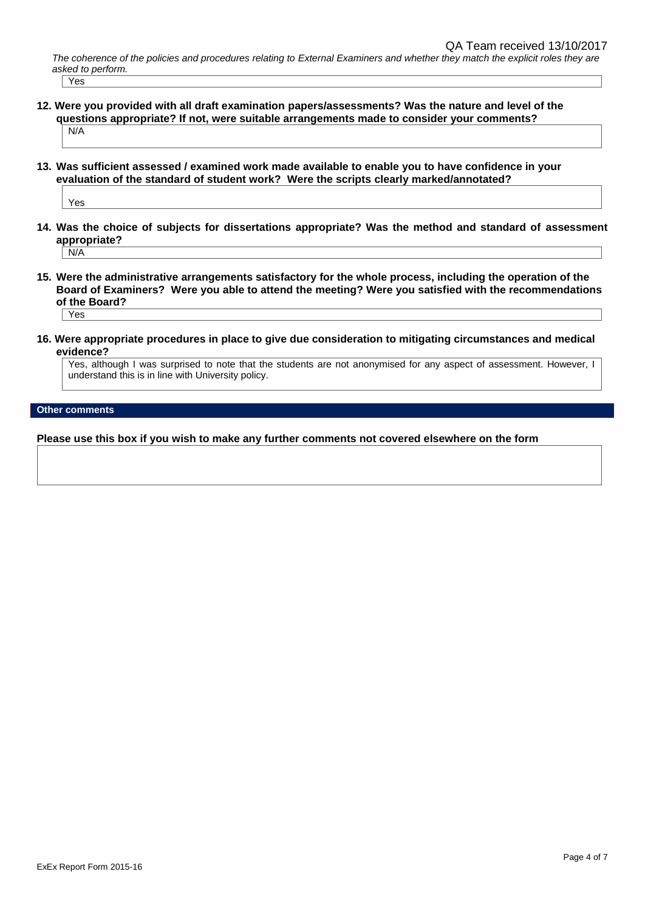QA Team received 13/10/2017

*The coherence of the policies and procedures relating to External Examiners and whether they match the explicit roles they are asked to perform.*

Yes

**12. Were you provided with all draft examination papers/assessments? Was the nature and level of the questions appropriate? If not, were suitable arrangements made to consider your comments?**

N/A

**13. Was sufficient assessed / examined work made available to enable you to have confidence in your evaluation of the standard of student work? Were the scripts clearly marked/annotated?**

Yes

**14. Was the choice of subjects for dissertations appropriate? Was the method and standard of assessment appropriate?**

N/A

**15. Were the administrative arrangements satisfactory for the whole process, including the operation of the Board of Examiners? Were you able to attend the meeting? Were you satisfied with the recommendations of the Board?**

Yes

**16. Were appropriate procedures in place to give due consideration to mitigating circumstances and medical evidence?**

Yes, although I was surprised to note that the students are not anonymised for any aspect of assessment. However, I understand this is in line with University policy.

## Other comments

**Please use this box if you wish to make any further comments not covered elsewhere on the form**

ExEx Report Form 2015-16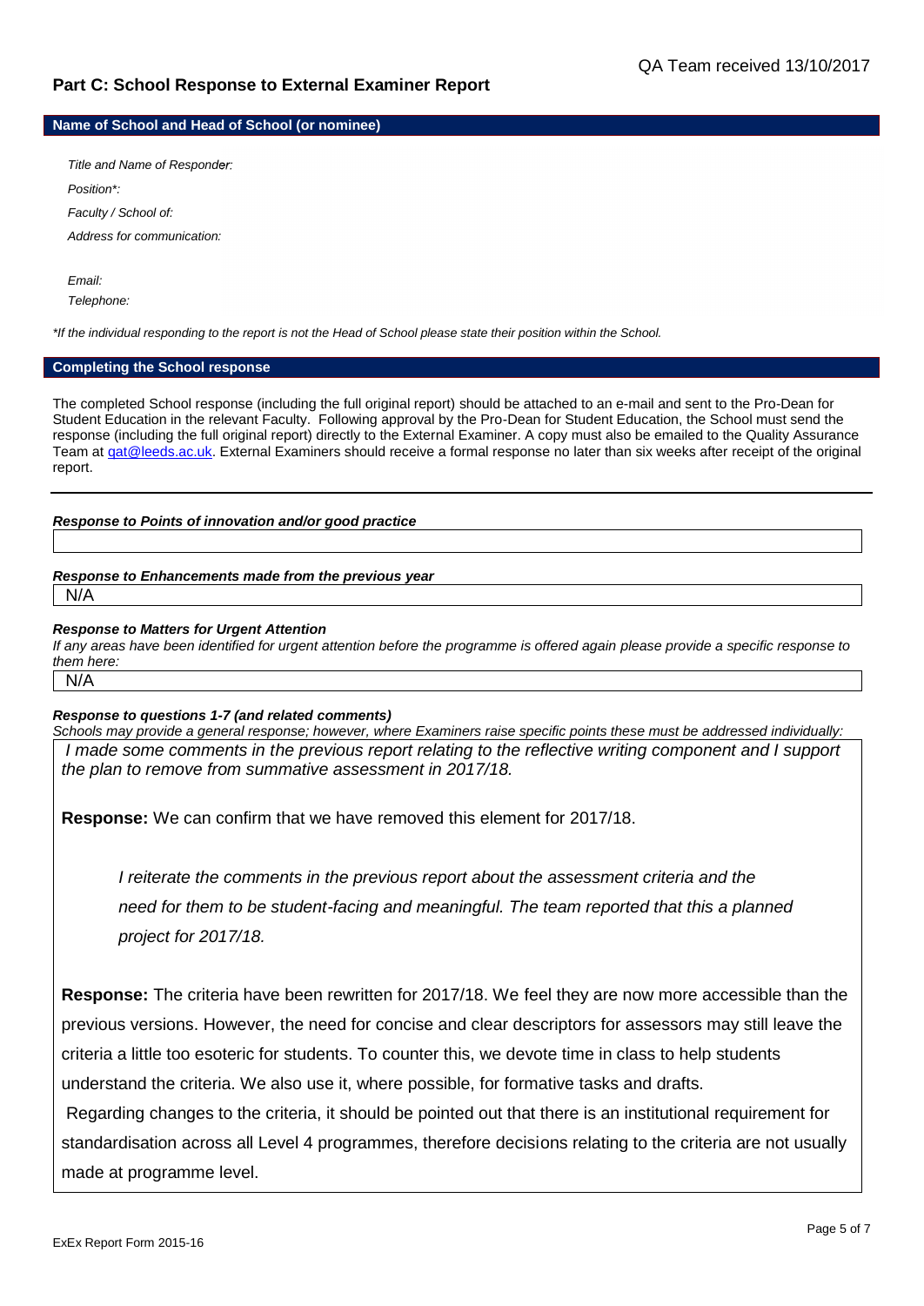QA Team received 13/10/2017

## Part C: School Response to External Examiner Report

### Name of School and Head of School (or nominee)

*Title and Name of Responder:*

*Position*:*

*Faculty / School of:*

*Address for communication:*

*Email:*

*Telephone:*

*\*If the individual responding to the report is not the Head of School please state their position within the School.*

### Completing the School response

The completed School response (including the full original report) should be attached to an e-mail and sent to the Pro-Dean for Student Education in the relevant Faculty. Following approval by the Pro-Dean for Student Education, the School must send the response (including the full original report) directly to the External Examiner. A copy must also be emailed to the Quality Assurance Team at qat@leeds.ac.uk. External Examiners should receive a formal response no later than six weeks after receipt of the original report.

---

***Response to Points of innovation and/or good practice***

***Response to Enhancements made from the previous year***

N/A

***Response to Matters for Urgent Attention***

*If any areas have been identified for urgent attention before the programme is offered again please provide a specific response to them here:*

N/A

***Response to questions 1-7 (and related comments)***

*Schools may provide a general response; however, where Examiners raise specific points these must be addressed individually:*

*I made some comments in the previous report relating to the reflective writing component and I support the plan to remove from summative assessment in 2017/18.*

**Response:** We can confirm that we have removed this element for 2017/18.

*I reiterate the comments in the previous report about the assessment criteria and the need for them to be student-facing and meaningful. The team reported that this a planned project for 2017/18.*

**Response:** The criteria have been rewritten for 2017/18. We feel they are now more accessible than the previous versions. However, the need for concise and clear descriptors for assessors may still leave the criteria a little too esoteric for students. To counter this, we devote time in class to help students understand the criteria. We also use it, where possible, for formative tasks and drafts.

Regarding changes to the criteria, it should be pointed out that there is an institutional requirement for standardisation across all Level 4 programmes, therefore decisions relating to the criteria are not usually made at programme level.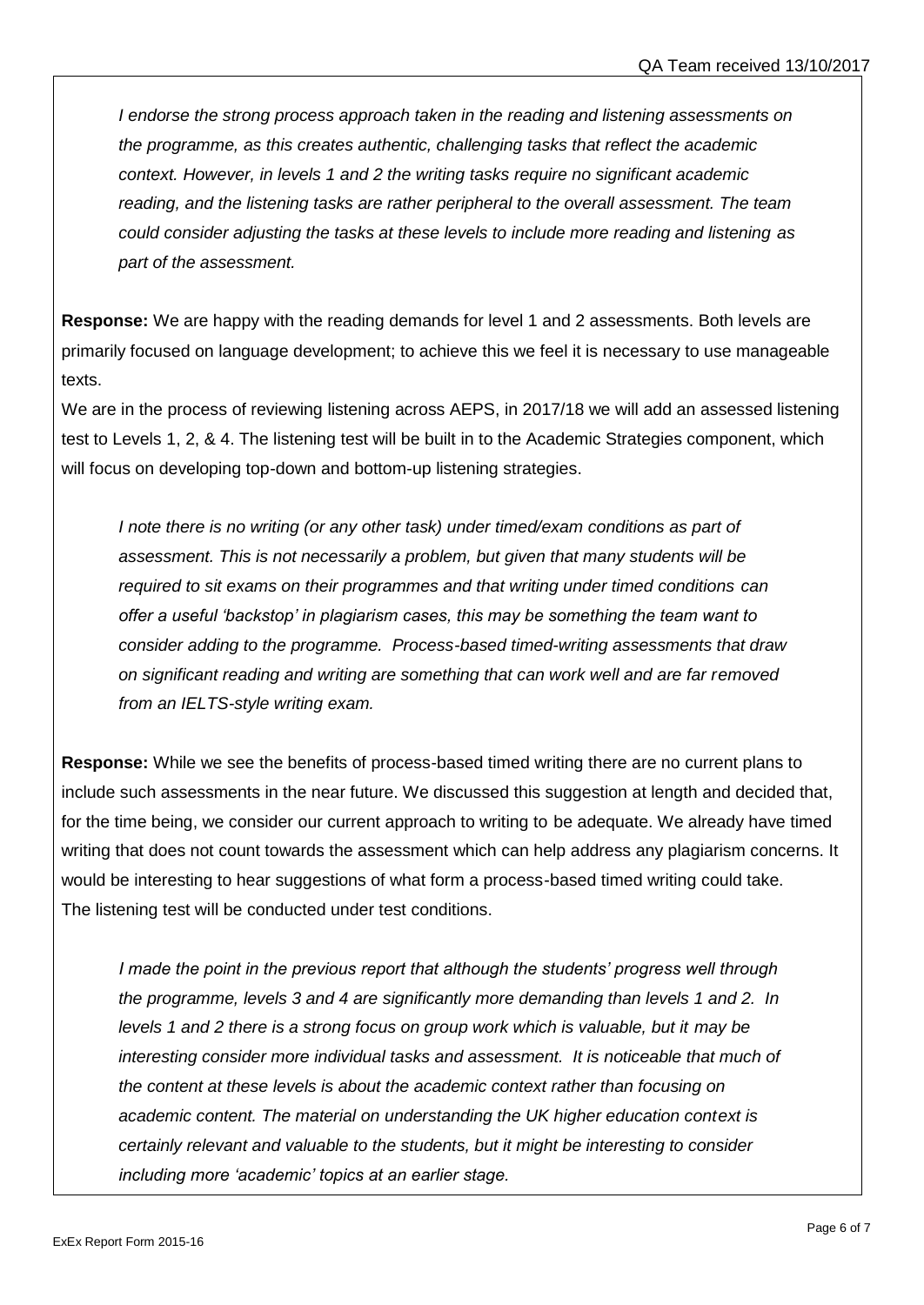*I endorse the strong process approach taken in the reading and listening assessments on the programme, as this creates authentic, challenging tasks that reflect the academic context. However, in levels 1 and 2 the writing tasks require no significant academic reading, and the listening tasks are rather peripheral to the overall assessment. The team could consider adjusting the tasks at these levels to include more reading and listening as part of the assessment.*

**Response:** We are happy with the reading demands for level 1 and 2 assessments. Both levels are primarily focused on language development; to achieve this we feel it is necessary to use manageable texts.

We are in the process of reviewing listening across AEPS, in 2017/18 we will add an assessed listening test to Levels 1, 2, & 4. The listening test will be built in to the Academic Strategies component, which will focus on developing top-down and bottom-up listening strategies.

*I note there is no writing (or any other task) under timed/exam conditions as part of assessment. This is not necessarily a problem, but given that many students will be required to sit exams on their programmes and that writing under timed conditions can offer a useful 'backstop' in plagiarism cases, this may be something the team want to consider adding to the programme. Process-based timed-writing assessments that draw on significant reading and writing are something that can work well and are far removed from an IELTS-style writing exam.*

**Response:** While we see the benefits of process-based timed writing there are no current plans to include such assessments in the near future. We discussed this suggestion at length and decided that, for the time being, we consider our current approach to writing to be adequate. We already have timed writing that does not count towards the assessment which can help address any plagiarism concerns. It would be interesting to hear suggestions of what form a process-based timed writing could take. The listening test will be conducted under test conditions.

*I made the point in the previous report that although the students' progress well through the programme, levels 3 and 4 are significantly more demanding than levels 1 and 2. In levels 1 and 2 there is a strong focus on group work which is valuable, but it may be interesting consider more individual tasks and assessment. It is noticeable that much of the content at these levels is about the academic context rather than focusing on academic content. The material on understanding the UK higher education context is certainly relevant and valuable to the students, but it might be interesting to consider including more 'academic' topics at an earlier stage.*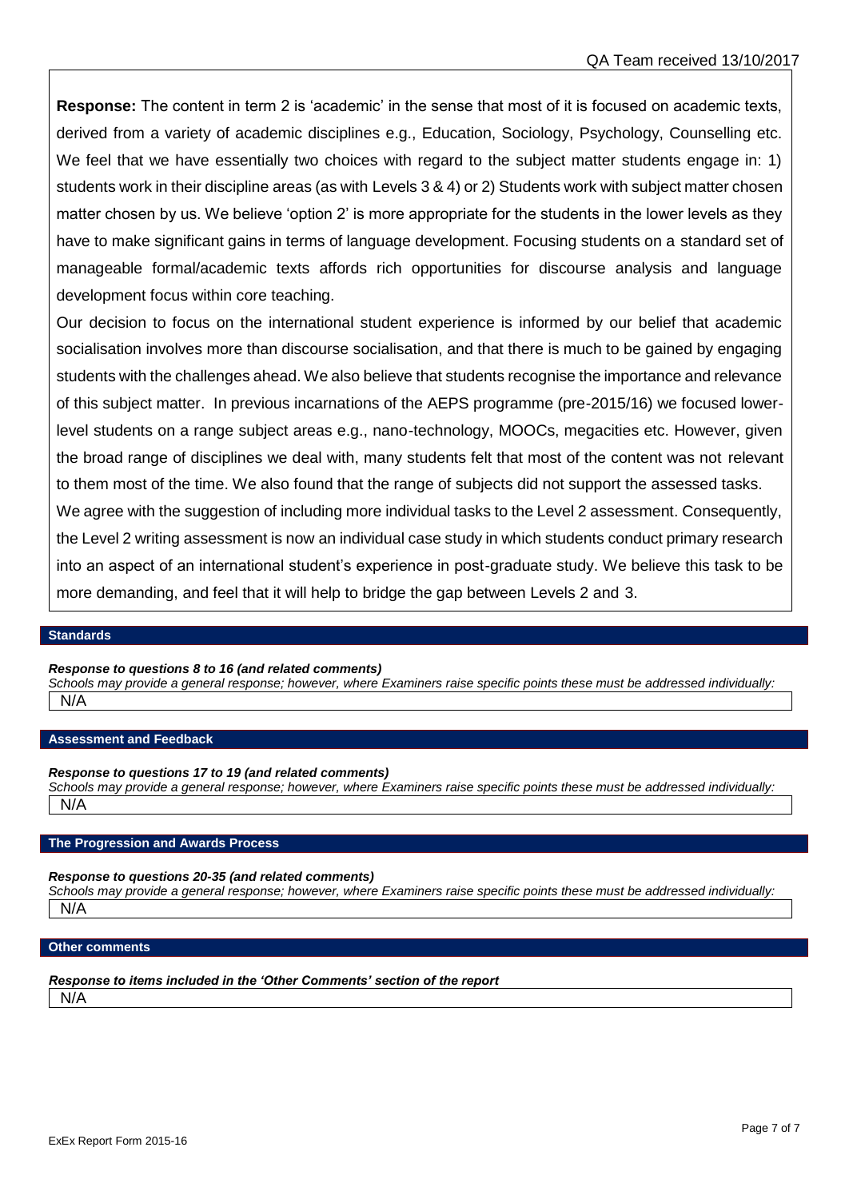**Response:** The content in term 2 is 'academic' in the sense that most of it is focused on academic texts, derived from a variety of academic disciplines e.g., Education, Sociology, Psychology, Counselling etc. We feel that we have essentially two choices with regard to the subject matter students engage in: 1) students work in their discipline areas (as with Levels 3 & 4) or 2) Students work with subject matter chosen matter chosen by us. We believe 'option 2' is more appropriate for the students in the lower levels as they have to make significant gains in terms of language development. Focusing students on a standard set of manageable formal/academic texts affords rich opportunities for discourse analysis and language development focus within core teaching.

Our decision to focus on the international student experience is informed by our belief that academic socialisation involves more than discourse socialisation, and that there is much to be gained by engaging students with the challenges ahead. We also believe that students recognise the importance and relevance of this subject matter. In previous incarnations of the AEPS programme (pre-2015/16) we focused lower-level students on a range subject areas e.g., nano-technology, MOOCs, megacities etc. However, given the broad range of disciplines we deal with, many students felt that most of the content was not relevant to them most of the time. We also found that the range of subjects did not support the assessed tasks.

We agree with the suggestion of including more individual tasks to the Level 2 assessment. Consequently, the Level 2 writing assessment is now an individual case study in which students conduct primary research into an aspect of an international student's experience in post-graduate study. We believe this task to be more demanding, and feel that it will help to bridge the gap between Levels 2 and 3.

## Standards

***Response to questions 8 to 16 (and related comments)***

*Schools may provide a general response; however, where Examiners raise specific points these must be addressed individually:*

N/A

## Assessment and Feedback

***Response to questions 17 to 19 (and related comments)***

*Schools may provide a general response; however, where Examiners raise specific points these must be addressed individually:*

N/A

## The Progression and Awards Process

***Response to questions 20-35 (and related comments)***

*Schools may provide a general response; however, where Examiners raise specific points these must be addressed individually:*

N/A

## Other comments

***Response to items included in the 'Other Comments' section of the report***

N/A